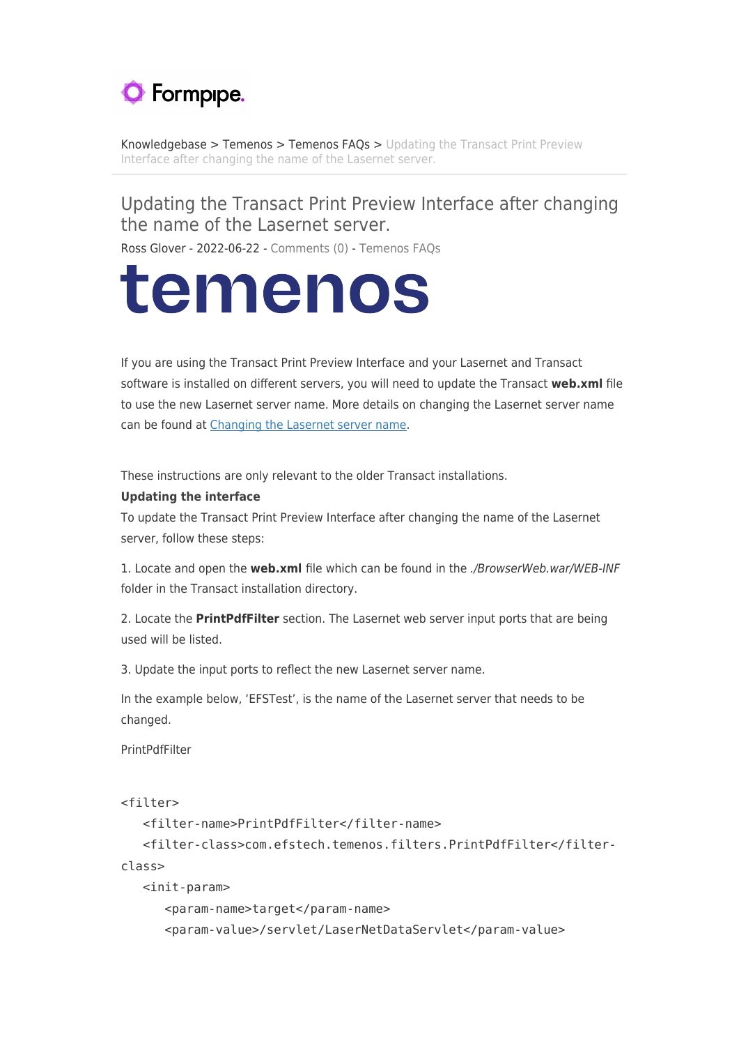Knowledgebase > Temenos > Temenos FAQs > Updating the Transact Print Preview Interface after changing the name of the Lasernet server.

# Updating the Transact Print Preview Interface after changing the name of the Lasernet server.

Ross Glover - 2022-06-22 - Comments (0) - Temenos FAQs

If you are using the Transact Print Preview Interface and your Lasernet and Transact software is installed on different servers, you will need to update the Transact **web.xml** file to use the new Lasernet server name. More details on changing the Lasernet server name can be found at [Changing the Lasernet server name](Changing the Lasernet server name).

These instructions are only relevant to the older Transact installations.

**Updating the interface**

To update the Transact Print Preview Interface after changing the name of the Lasernet server, follow these steps:

1. Locate and open the **web.xml** file which can be found in the *./BrowserWeb.war/WEB-INF* folder in the Transact installation directory.

2. Locate the **PrintPdfFilter** section. The Lasernet web server input ports that are being used will be listed.

3. Update the input ports to reflect the new Lasernet server name.

In the example below, 'EFSTest', is the name of the Lasernet server that needs to be changed.

PrintPdfFilter

```
<filter>
   <filter-name>PrintPdfFilter</filter-name>
   <filter-class>com.efstech.temenos.filters.PrintPdfFilter</filter-class>
   <init-param>
      <param-name>target</param-name>
      <param-value>/servlet/LaserNetDataServlet</param-value>
```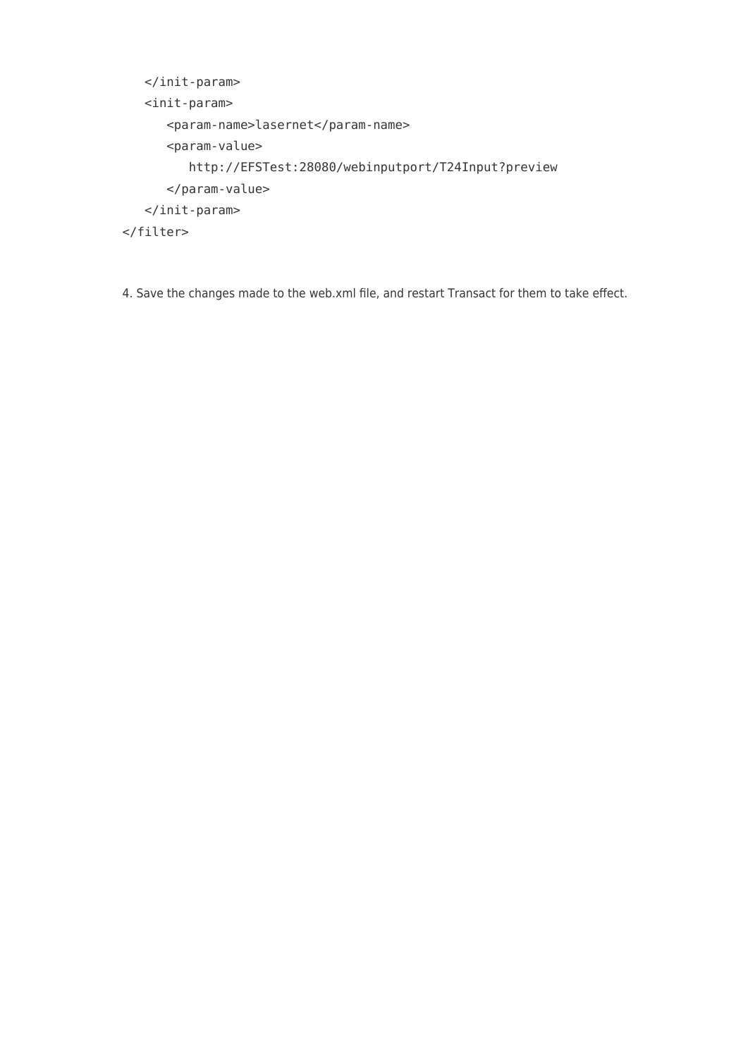```
    </init-param>
    <init-param>
        <param-name>lasernet</param-name>
        <param-value>
            http://EFSTest:28080/webinputport/T24Input?preview
        </param-value>
    </init-param>
</filter>
```

4. Save the changes made to the web.xml file, and restart Transact for them to take effect.